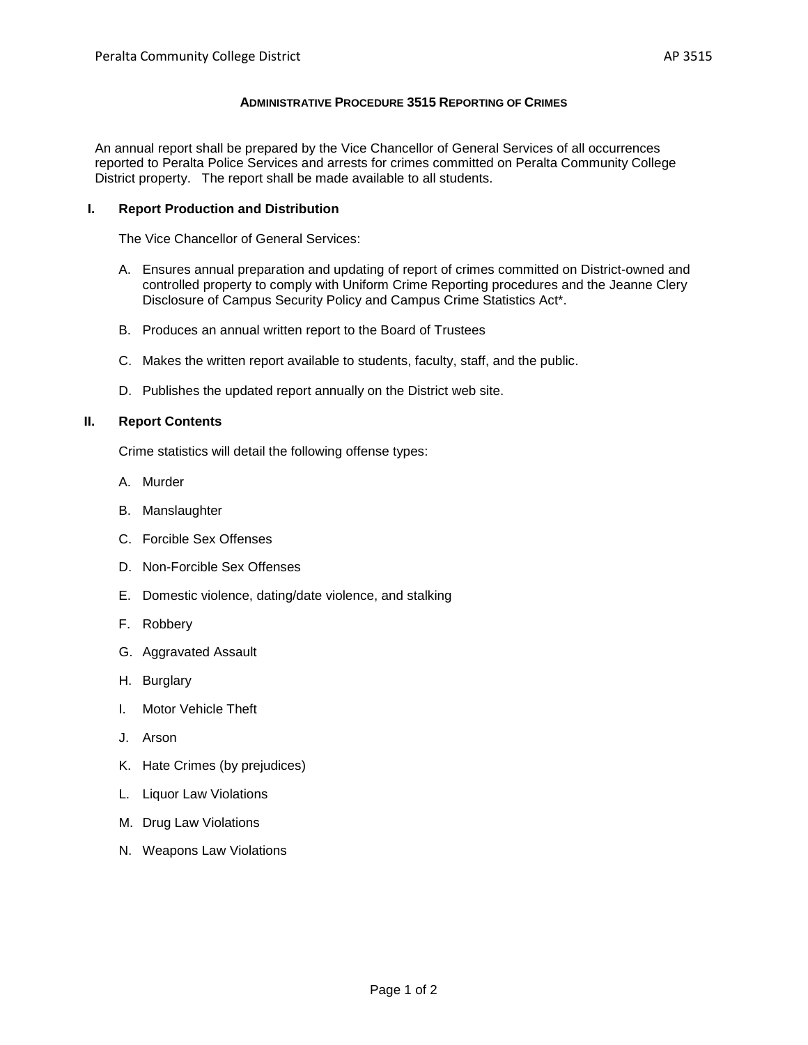# ADMINISTRATIVE PROCEDURE 3515 REPORTING OF CRIMES

An annual report shall be prepared by the Vice Chancellor of General Services of all occurrences reported to Peralta Police Services and arrests for crimes committed on Peralta Community College District property. The report shall be made available to all students.

## I. Report Production and Distribution

The Vice Chancellor of General Services:

A. Ensures annual preparation and updating of report of crimes committed on District-owned and controlled property to comply with Uniform Crime Reporting procedures and the Jeanne Clery Disclosure of Campus Security Policy and Campus Crime Statistics Act*.

B. Produces an annual written report to the Board of Trustees

C. Makes the written report available to students, faculty, staff, and the public.

D. Publishes the updated report annually on the District web site.

## II. Report Contents

Crime statistics will detail the following offense types:

A. Murder

B. Manslaughter

C. Forcible Sex Offenses

D. Non-Forcible Sex Offenses

E. Domestic violence, dating/date violence, and stalking

F. Robbery

G. Aggravated Assault

H. Burglary

I. Motor Vehicle Theft

J. Arson

K. Hate Crimes (by prejudices)

L. Liquor Law Violations

M. Drug Law Violations

N. Weapons Law Violations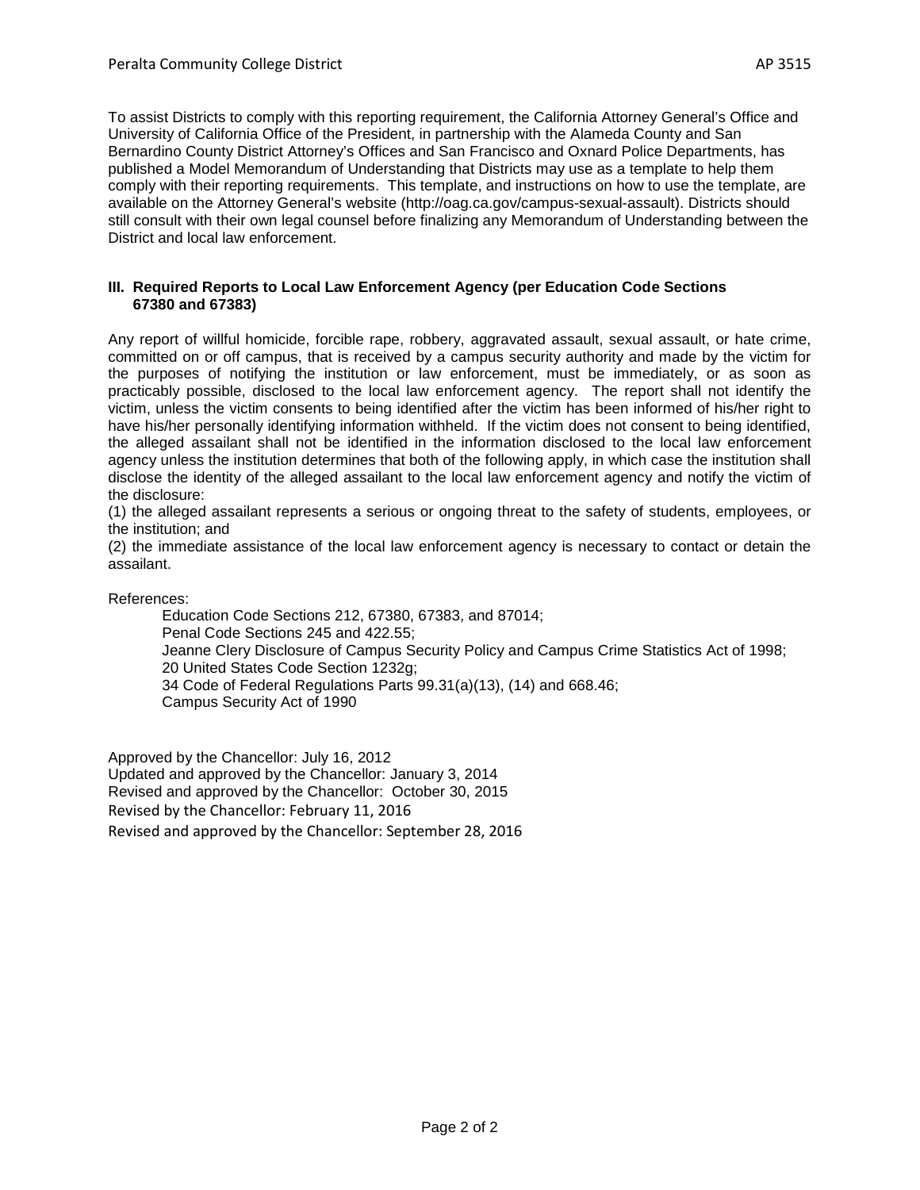To assist Districts to comply with this reporting requirement, the California Attorney General's Office and University of California Office of the President, in partnership with the Alameda County and San Bernardino County District Attorney's Offices and San Francisco and Oxnard Police Departments, has published a Model Memorandum of Understanding that Districts may use as a template to help them comply with their reporting requirements. This template, and instructions on how to use the template, are available on the Attorney General's website (http://oag.ca.gov/campus-sexual-assault). Districts should still consult with their own legal counsel before finalizing any Memorandum of Understanding between the District and local law enforcement.

### III. Required Reports to Local Law Enforcement Agency (per Education Code Sections 67380 and 67383)

Any report of willful homicide, forcible rape, robbery, aggravated assault, sexual assault, or hate crime, committed on or off campus, that is received by a campus security authority and made by the victim for the purposes of notifying the institution or law enforcement, must be immediately, or as soon as practicably possible, disclosed to the local law enforcement agency. The report shall not identify the victim, unless the victim consents to being identified after the victim has been informed of his/her right to have his/her personally identifying information withheld. If the victim does not consent to being identified, the alleged assailant shall not be identified in the information disclosed to the local law enforcement agency unless the institution determines that both of the following apply, in which case the institution shall disclose the identity of the alleged assailant to the local law enforcement agency and notify the victim of the disclosure:
(1) the alleged assailant represents a serious or ongoing threat to the safety of students, employees, or the institution; and
(2) the immediate assistance of the local law enforcement agency is necessary to contact or detain the assailant.

References:

Education Code Sections 212, 67380, 67383, and 87014;
Penal Code Sections 245 and 422.55;
Jeanne Clery Disclosure of Campus Security Policy and Campus Crime Statistics Act of 1998;
20 United States Code Section 1232g;
34 Code of Federal Regulations Parts 99.31(a)(13), (14) and 668.46;
Campus Security Act of 1990

Approved by the Chancellor: July 16, 2012
Updated and approved by the Chancellor: January 3, 2014
Revised and approved by the Chancellor: October 30, 2015
Revised by the Chancellor: February 11, 2016
Revised and approved by the Chancellor: September 28, 2016